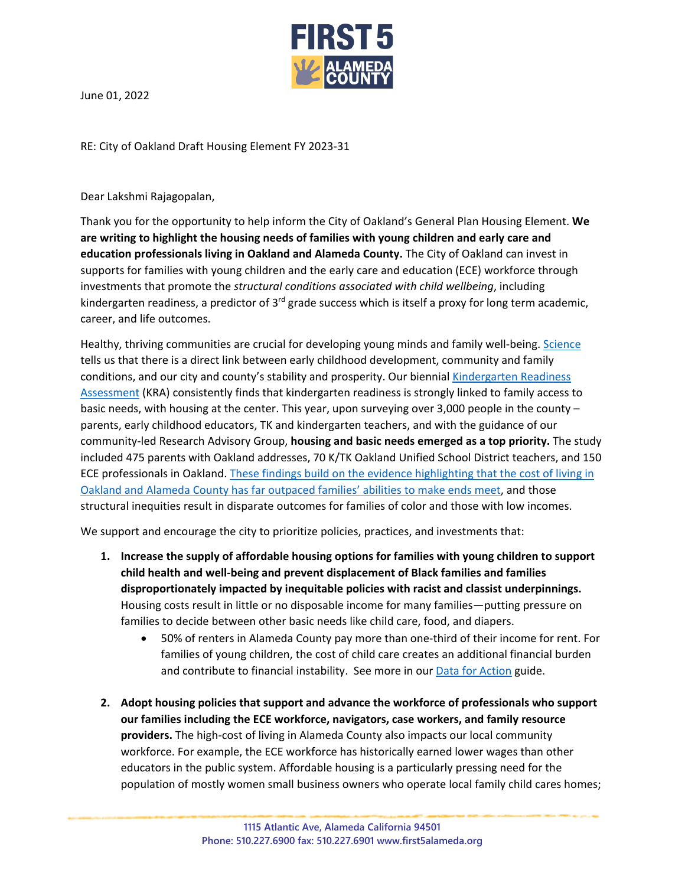June 01, 2022

RE: City of Oakland Draft Housing Element FY 2023-31

Dear Lakshmi Rajagopalan,

Thank you for the opportunity to help inform the City of Oakland's General Plan Housing Element. **We are writing to highlight the housing needs of families with young children and early care and education professionals living in Oakland and Alameda County.** The City of Oakland can invest in supports for families with young children and the early care and education (ECE) workforce through investments that promote the *structural conditions associated with child wellbeing*, including kindergarten readiness, a predictor of 3rd grade success which is itself a proxy for long term academic, career, and life outcomes.

Healthy, thriving communities are crucial for developing young minds and family well-being. [Science](#) tells us that there is a direct link between early childhood development, community and family conditions, and our city and county's stability and prosperity. Our biennial [Kindergarten Readiness Assessment](#) (KRA) consistently finds that kindergarten readiness is strongly linked to family access to basic needs, with housing at the center. This year, upon surveying over 3,000 people in the county – parents, early childhood educators, TK and kindergarten teachers, and with the guidance of our community-led Research Advisory Group, **housing and basic needs emerged as a top priority.** The study included 475 parents with Oakland addresses, 70 K/TK Oakland Unified School District teachers, and 150 ECE professionals in Oakland. [These findings build on the evidence highlighting that the cost of living in Oakland and Alameda County has far outpaced families' abilities to make ends meet](#), and those structural inequities result in disparate outcomes for families of color and those with low incomes.

We support and encourage the city to prioritize policies, practices, and investments that:

1. **Increase the supply of affordable housing options for families with young children to support child health and well-being and prevent displacement of Black families and families disproportionately impacted by inequitable policies with racist and classist underpinnings.** Housing costs result in little or no disposable income for many families—putting pressure on families to decide between other basic needs like child care, food, and diapers.
   - 50% of renters in Alameda County pay more than one-third of their income for rent. For families of young children, the cost of child care creates an additional financial burden and contribute to financial instability. See more in our [Data for Action](#) guide.

2. **Adopt housing policies that support and advance the workforce of professionals who support our families including the ECE workforce, navigators, case workers, and family resource providers.** The high-cost of living in Alameda County also impacts our local community workforce. For example, the ECE workforce has historically earned lower wages than other educators in the public system. Affordable housing is a particularly pressing need for the population of mostly women small business owners who operate local family child cares homes;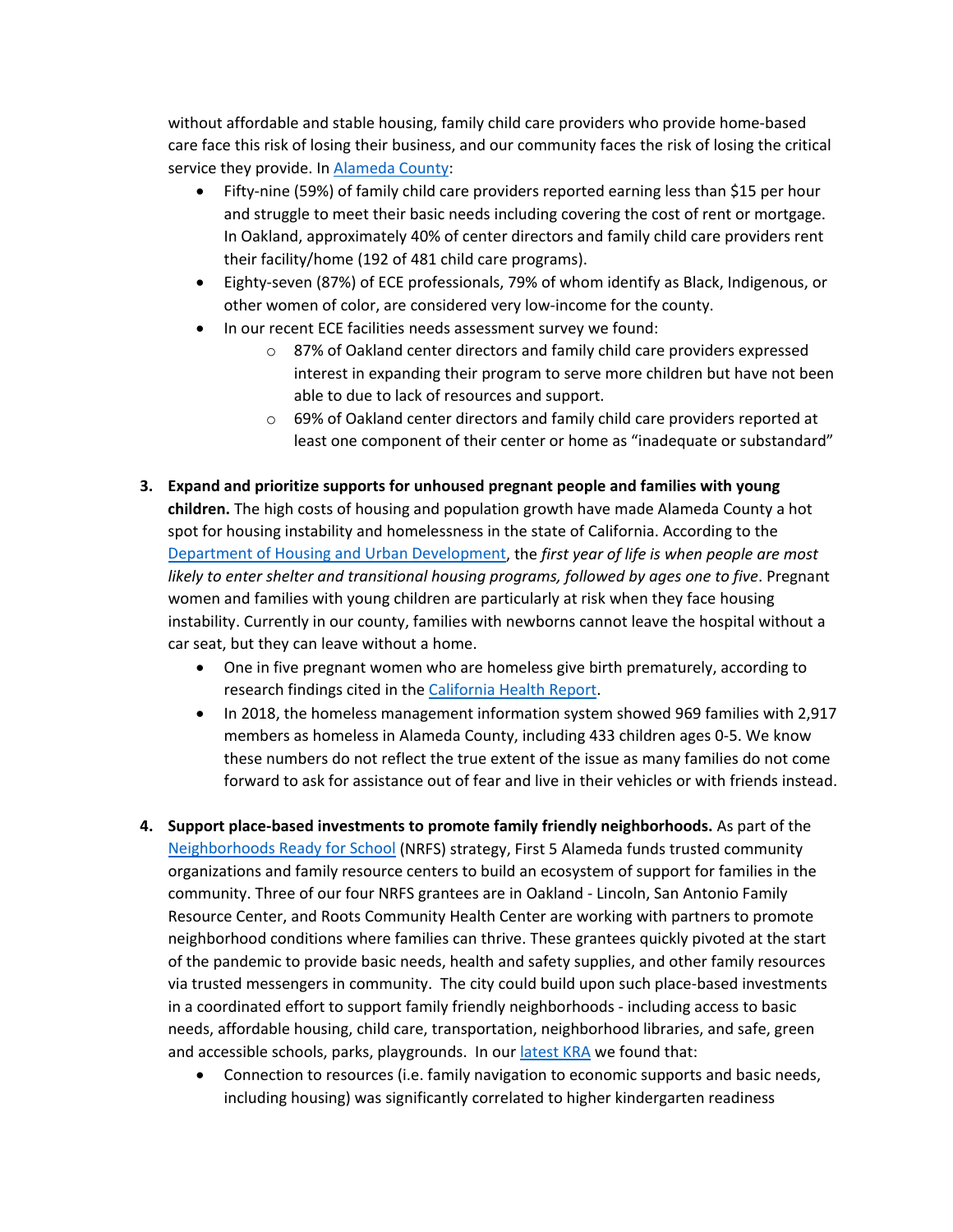without affordable and stable housing, family child care providers who provide home-based care face this risk of losing their business, and our community faces the risk of losing the critical service they provide. In [Alameda County](#):

- Fifty-nine (59%) of family child care providers reported earning less than $15 per hour and struggle to meet their basic needs including covering the cost of rent or mortgage. In Oakland, approximately 40% of center directors and family child care providers rent their facility/home (192 of 481 child care programs).
- Eighty-seven (87%) of ECE professionals, 79% of whom identify as Black, Indigenous, or other women of color, are considered very low-income for the county.
- In our recent ECE facilities needs assessment survey we found:
  - 87% of Oakland center directors and family child care providers expressed interest in expanding their program to serve more children but have not been able to due to lack of resources and support.
  - 69% of Oakland center directors and family child care providers reported at least one component of their center or home as "inadequate or substandard"

3. **Expand and prioritize supports for unhoused pregnant people and families with young children.** The high costs of housing and population growth have made Alameda County a hot spot for housing instability and homelessness in the state of California. According to the [Department of Housing and Urban Development](#), the *first year of life is when people are most likely to enter shelter and transitional housing programs, followed by ages one to five*. Pregnant women and families with young children are particularly at risk when they face housing instability. Currently in our county, families with newborns cannot leave the hospital without a car seat, but they can leave without a home.
   - One in five pregnant women who are homeless give birth prematurely, according to research findings cited in the [California Health Report](#).
   - In 2018, the homeless management information system showed 969 families with 2,917 members as homeless in Alameda County, including 433 children ages 0-5. We know these numbers do not reflect the true extent of the issue as many families do not come forward to ask for assistance out of fear and live in their vehicles or with friends instead.

4. **Support place-based investments to promote family friendly neighborhoods.** As part of the [Neighborhoods Ready for School](#) (NRFS) strategy, First 5 Alameda funds trusted community organizations and family resource centers to build an ecosystem of support for families in the community. Three of our four NRFS grantees are in Oakland - Lincoln, San Antonio Family Resource Center, and Roots Community Health Center are working with partners to promote neighborhood conditions where families can thrive. These grantees quickly pivoted at the start of the pandemic to provide basic needs, health and safety supplies, and other family resources via trusted messengers in community. The city could build upon such place-based investments in a coordinated effort to support family friendly neighborhoods - including access to basic needs, affordable housing, child care, transportation, neighborhood libraries, and safe, green and accessible schools, parks, playgrounds. In our [latest KRA](#) we found that:
   - Connection to resources (i.e. family navigation to economic supports and basic needs, including housing) was significantly correlated to higher kindergarten readiness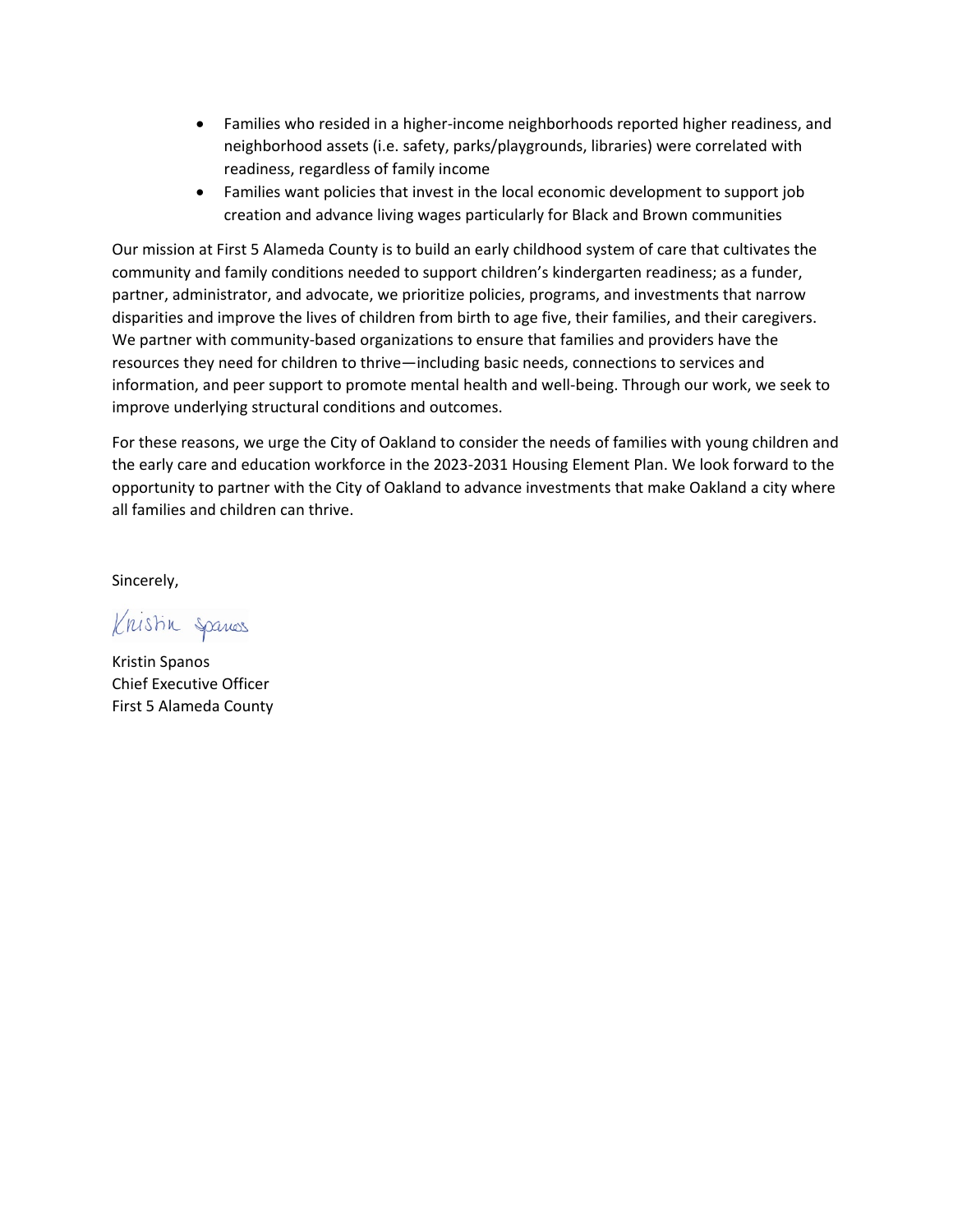- Families who resided in a higher-income neighborhoods reported higher readiness, and neighborhood assets (i.e. safety, parks/playgrounds, libraries) were correlated with readiness, regardless of family income
- Families want policies that invest in the local economic development to support job creation and advance living wages particularly for Black and Brown communities

Our mission at First 5 Alameda County is to build an early childhood system of care that cultivates the community and family conditions needed to support children's kindergarten readiness; as a funder, partner, administrator, and advocate, we prioritize policies, programs, and investments that narrow disparities and improve the lives of children from birth to age five, their families, and their caregivers. We partner with community-based organizations to ensure that families and providers have the resources they need for children to thrive—including basic needs, connections to services and information, and peer support to promote mental health and well-being. Through our work, we seek to improve underlying structural conditions and outcomes.

For these reasons, we urge the City of Oakland to consider the needs of families with young children and the early care and education workforce in the 2023-2031 Housing Element Plan. We look forward to the opportunity to partner with the City of Oakland to advance investments that make Oakland a city where all families and children can thrive.

Sincerely,

Kristin Spanos

Kristin Spanos
Chief Executive Officer
First 5 Alameda County